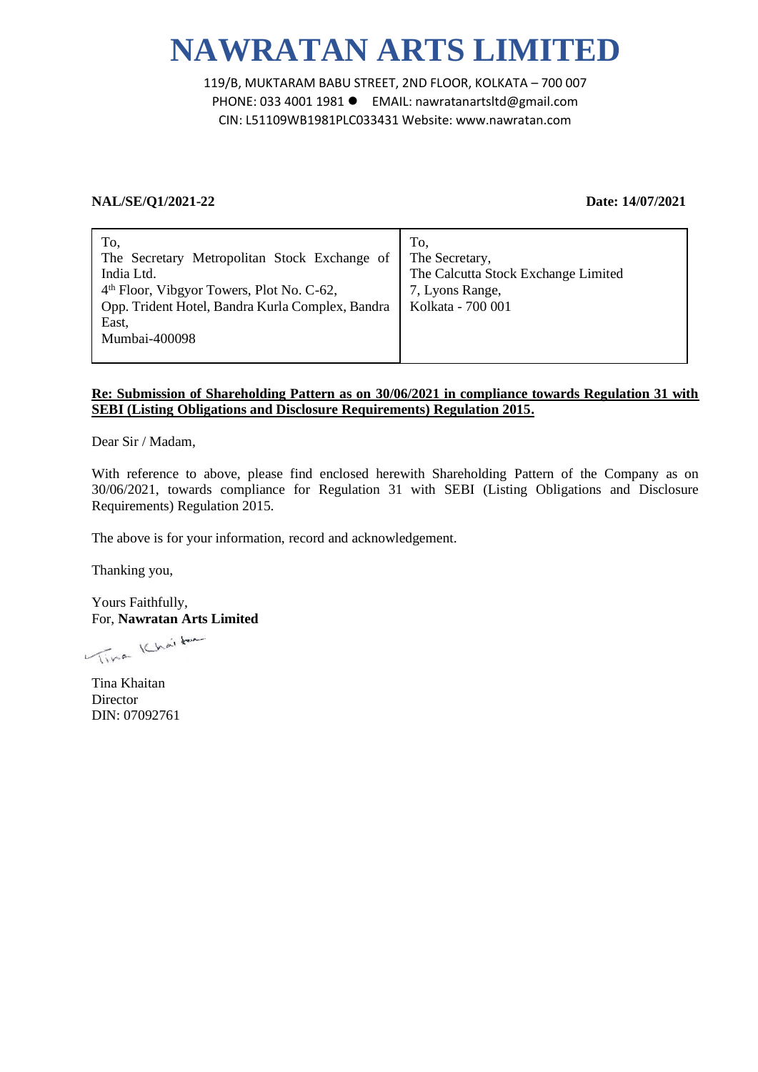# NAWRATAN ARTS LIMITED

119/B, MUKTARAM BABU STREET, 2ND FLOOR, KOLKATA – 700 007
PHONE: 033 4001 1981 ● EMAIL: nawratanartsltd@gmail.com
CIN: L51109WB1981PLC033431 Website: www.nawratan.com

**NAL/SE/Q1/2021-22** **Date: 14/07/2021**

| To,<br>The Secretary Metropolitan Stock Exchange of India Ltd.<br>4th Floor, Vibgyor Towers, Plot No. C-62,<br>Opp. Trident Hotel, Bandra Kurla Complex, Bandra East,<br>Mumbai-400098 | To,<br>The Secretary,<br>The Calcutta Stock Exchange Limited<br>7, Lyons Range,<br>Kolkata - 700 001 |
|---|---|

**Re: Submission of Shareholding Pattern as on 30/06/2021 in compliance towards Regulation 31 with SEBI (Listing Obligations and Disclosure Requirements) Regulation 2015.**

Dear Sir / Madam,

With reference to above, please find enclosed herewith Shareholding Pattern of the Company as on 30/06/2021, towards compliance for Regulation 31 with SEBI (Listing Obligations and Disclosure Requirements) Regulation 2015.

The above is for your information, record and acknowledgement.

Thanking you,

Yours Faithfully,
For, **Nawratan Arts Limited**

Tina Khaitan
Director
DIN: 07092761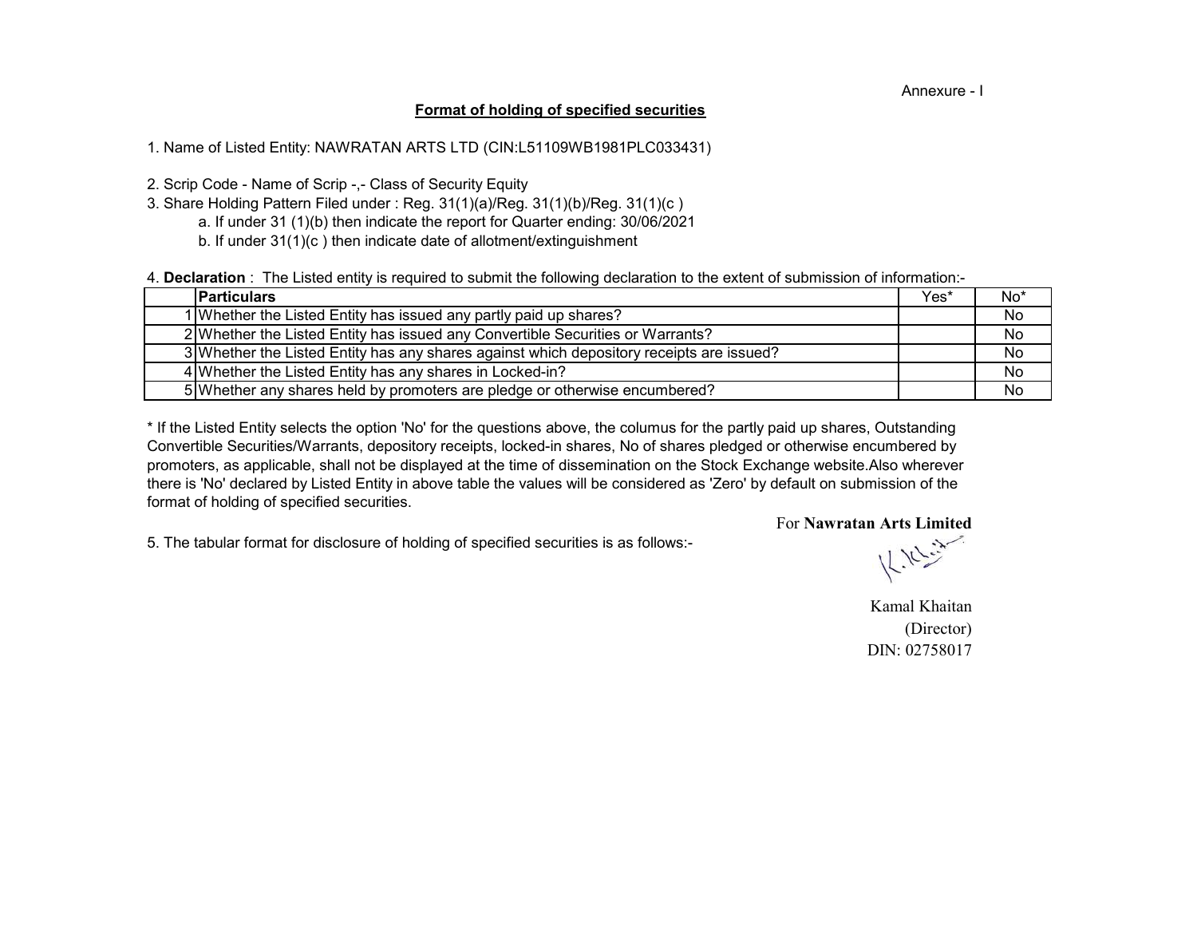Annexure - I

## Format of holding of specified securities

1. Name of Listed Entity: NAWRATAN ARTS LTD (CIN:L51109WB1981PLC033431)

2. Scrip Code - Name of Scrip -,- Class of Security Equity
3. Share Holding Pattern Filed under : Reg. 31(1)(a)/Reg. 31(1)(b)/Reg. 31(1)(c )
   a. If under 31 (1)(b) then indicate the report for Quarter ending: 30/06/2021
   b. If under 31(1)(c ) then indicate date of allotment/extinguishment

4. **Declaration** : The Listed entity is required to submit the following declaration to the extent of submission of information:-

| | Particulars | Yes* | No* |
|---|---|---|---|
| 1 | Whether the Listed Entity has issued any partly paid up shares? | | No |
| 2 | Whether the Listed Entity has issued any Convertible Securities or Warrants? | | No |
| 3 | Whether the Listed Entity has any shares against which depository receipts are issued? | | No |
| 4 | Whether the Listed Entity has any shares in Locked-in? | | No |
| 5 | Whether any shares held by promoters are pledge or otherwise encumbered? | | No |

* If the Listed Entity selects the option 'No' for the questions above, the columus for the partly paid up shares, Outstanding Convertible Securities/Warrants, depository receipts, locked-in shares, No of shares pledged or otherwise encumbered by promoters, as applicable, shall not be displayed at the time of dissemination on the Stock Exchange website.Also wherever there is 'No' declared by Listed Entity in above table the values will be considered as 'Zero' by default on submission of the format of holding of specified securities.

5. The tabular format for disclosure of holding of specified securities is as follows:-

For **Nawratan Arts Limited**

Kamal Khaitan
(Director)
DIN: 02758017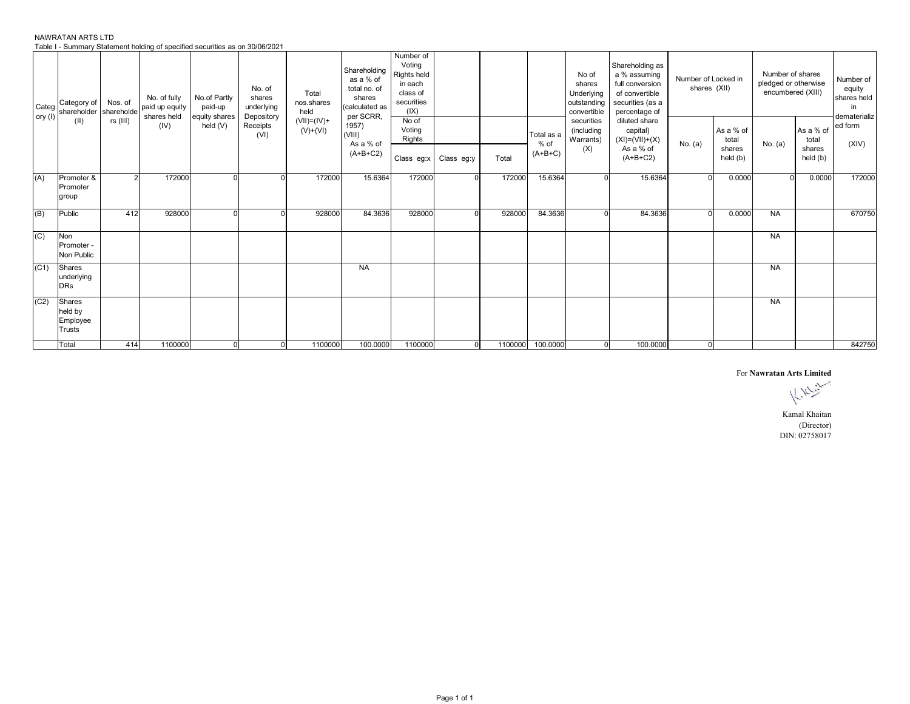NAWRATAN ARTS LTD

Table I - Summary Statement holding of specified securities as on 30/06/2021

| Category (I) | Category of shareholder (II) | Nos. of shareholders (III) | No. of fully paid up equity shares held (IV) | No.of Partly paid-up equity shares held (V) | No. of shares underlying Depository Receipts (VI) | Total nos.shares held (VII)=(IV)+(V)+(VI) | Shareholding as a % of total no. of shares (calculated as per SCRR, 1957) (VIII) As a % of (A+B+C2) | Number of Voting Rights held in each class of securities (IX) | | | | No of shares Underlying outstanding convertible securities (including Warrants) (X) | Shareholding as a % assuming full conversion of convertible securities (as a percentage of diluted share capital) (XI)=(VII)+(X) As a % of (A+B+C2) | Number of Locked in shares (XII) | | Number of shares pledged or otherwise encumbered (XIII) | | Number of equity shares held in dematerialized form (XIV) |
|---|---|---|---|---|---|---|---|---|---|---|---|---|---|---|---|---|---|---|
| | | | | | | | | No of Voting Rights | | | Total as a % of (A+B+C) | | | No. (a) | As a % of total shares held (b) | No. (a) | As a % of total shares held (b) | |
| | | | | | | | | Class eg:x | Class eg:y | Total | | | | | | | | |
| (A) | Promoter & Promoter group | 2 | 172000 | 0 | 0 | 172000 | 15.6364 | 172000 | 0 | 172000 | 15.6364 | 0 | 15.6364 | 0 | 0.0000 | 0 | 0.0000 | 172000 |
| (B) | Public | 412 | 928000 | 0 | 0 | 928000 | 84.3636 | 928000 | 0 | 928000 | 84.3636 | 0 | 84.3636 | 0 | 0.0000 | NA | | 670750 |
| (C) | Non Promoter - Non Public | | | | | | | | | | | | | | | NA | | |
| (C1) | Shares underlying DRs | | | | | | NA | | | | | | | | | NA | | |
| (C2) | Shares held by Employee Trusts | | | | | | | | | | | | | | | NA | | |
| | Total | 414 | 1100000 | 0 | 0 | 1100000 | 100.0000 | 1100000 | 0 | 1100000 | 100.0000 | 0 | 100.0000 | 0 | | | | 842750 |

For **Nawratan Arts Limited**

Kamal Khaitan
(Director)
DIN: 02758017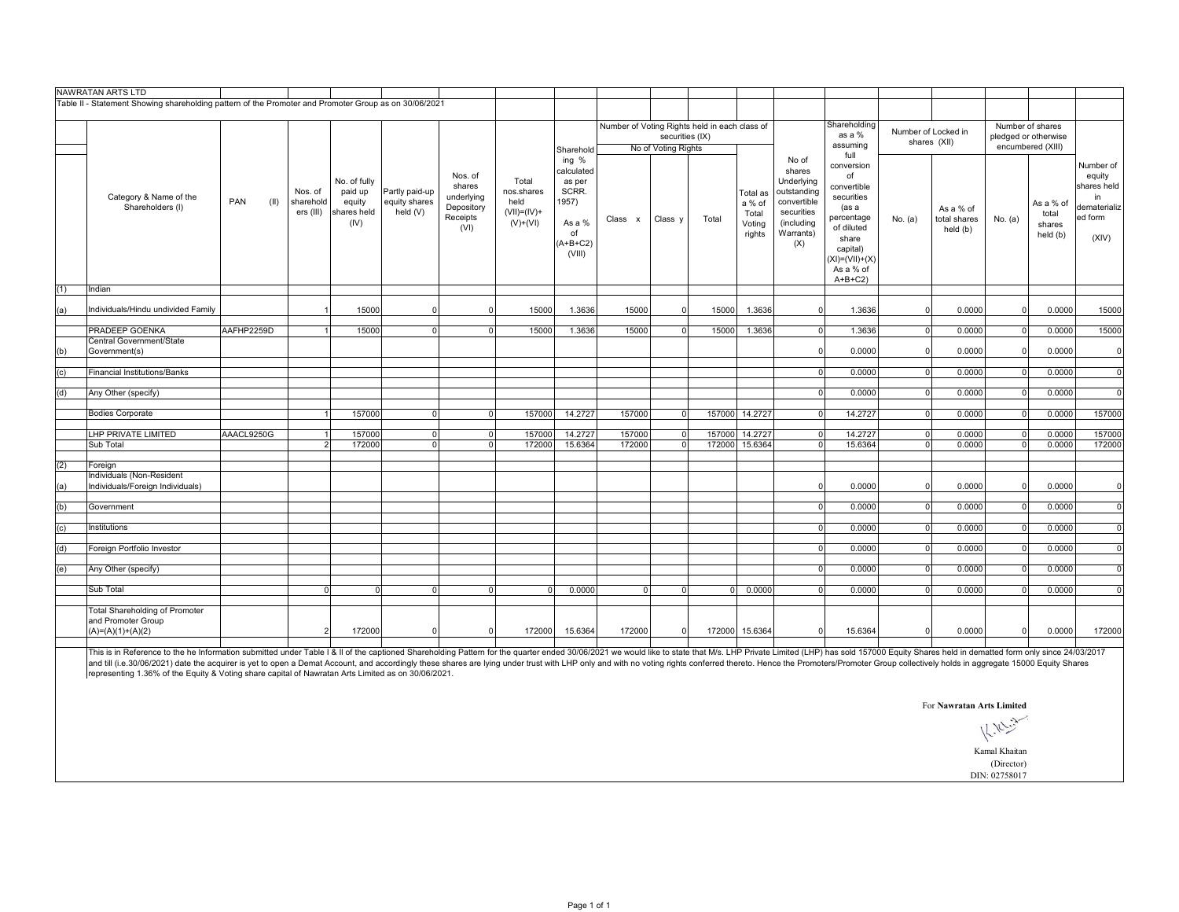NAWRATAN ARTS LTD

Table II - Statement Showing shareholding pattern of the Promoter and Promoter Group as on 30/06/2021

| | Category & Name of the Shareholders (I) | PAN (II) | Nos. of shareholders (III) | No. of fully paid up equity shares held (IV) | Partly paid-up equity shares held (V) | Nos. of shares underlying Depository Receipts (VI) | Total nos.shares held (VII)=(IV)+(V)+(VI) | Shareholding % calculated as per SCRR. 1957) As a % of (A+B+C2) (VIII) | Number of Voting Rights held in each class of securities (IX) - No of Voting Rights - Class x | Class y | Total | Total as a % of Total Voting rights | No of shares Underlying outstanding convertible securities (including Warrants) (X) | Shareholding as a % assuming full conversion of convertible securities (as a percentage of diluted share capital) (XI)=(VII)+(X) As a % of A+B+C2) | Number of Locked in shares (XII) - No. (a) | As a % of total shares held (b) | Number of shares pledged or otherwise encumbered (XIII) - No. (a) | As a % of total shares held (b) | Number of equity shares held in dematerialized form (XIV) |
|---|---|---|---|---|---|---|---|---|---|---|---|---|---|---|---|---|---|---|---|
| (1) | Indian | | | | | | | | | | | | | | | | | | |
| (a) | Individuals/Hindu undivided Family | | 1 | 15000 | 0 | 0 | 15000 | 1.3636 | 15000 | 0 | 15000 | 1.3636 | 0 | 1.3636 | 0 | 0.0000 | 0 | 0.0000 | 15000 |
| | PRADEEP GOENKA | AAFHP2259D | 1 | 15000 | 0 | 0 | 15000 | 1.3636 | 15000 | 0 | 15000 | 1.3636 | 0 | 1.3636 | 0 | 0.0000 | 0 | 0.0000 | 15000 |
| (b) | Central Government/State Government(s) | | | | | | | | | | | | 0 | 0.0000 | 0 | 0.0000 | 0 | 0.0000 | 0 |
| (c) | Financial Institutions/Banks | | | | | | | | | | | | 0 | 0.0000 | 0 | 0.0000 | 0 | 0.0000 | 0 |
| (d) | Any Other (specify) | | | | | | | | | | | | 0 | 0.0000 | 0 | 0.0000 | 0 | 0.0000 | 0 |
| | Bodies Corporate | | 1 | 157000 | 0 | 0 | 157000 | 14.2727 | 157000 | 0 | 157000 | 14.2727 | 0 | 14.2727 | 0 | 0.0000 | 0 | 0.0000 | 157000 |
| | LHP PRIVATE LIMITED | AAACL9250G | 1 | 157000 | 0 | 0 | 157000 | 14.2727 | 157000 | 0 | 157000 | 14.2727 | 0 | 14.2727 | 0 | 0.0000 | 0 | 0.0000 | 157000 |
| | Sub Total | | 2 | 172000 | 0 | 0 | 172000 | 15.6364 | 172000 | 0 | 172000 | 15.6364 | 0 | 15.6364 | 0 | 0.0000 | 0 | 0.0000 | 172000 |
| (2) | Foreign | | | | | | | | | | | | | | | | | | |
| (a) | Individuals (Non-Resident Individuals/Foreign Individuals) | | | | | | | | | | | | 0 | 0.0000 | 0 | 0.0000 | 0 | 0.0000 | 0 |
| (b) | Government | | | | | | | | | | | | 0 | 0.0000 | 0 | 0.0000 | 0 | 0.0000 | 0 |
| (c) | Institutions | | | | | | | | | | | | 0 | 0.0000 | 0 | 0.0000 | 0 | 0.0000 | 0 |
| (d) | Foreign Portfolio Investor | | | | | | | | | | | | 0 | 0.0000 | 0 | 0.0000 | 0 | 0.0000 | 0 |
| (e) | Any Other (specify) | | | | | | | | | | | | 0 | 0.0000 | 0 | 0.0000 | 0 | 0.0000 | 0 |
| | Sub Total | | 0 | 0 | 0 | 0 | 0 | 0.0000 | 0 | 0 | 0 | 0.0000 | 0 | 0.0000 | 0 | 0.0000 | 0 | 0.0000 | 0 |
| | Total Shareholding of Promoter and Promoter Group (A)=(A)(1)+(A)(2) | | 2 | 172000 | 0 | 0 | 172000 | 15.6364 | 172000 | 0 | 172000 | 15.6364 | 0 | 15.6364 | 0 | 0.0000 | 0 | 0.0000 | 172000 |

This is in Reference to the he Information submitted under Table I & II of the captioned Shareholding Pattern for the quarter ended 30/06/2021 we would like to state that M/s. LHP Private Limited (LHP) has sold 157000 Equity Shares held in demated form only since 24/03/2017 and till (i.e.30/06/2021) date the acquirer is yet to open a Demat Account, and accordingly these shares are lying under trust with LHP only and with no voting rights conferred thereto. Hence the Promoters/Promoter Group collectively holds in aggregate 15000 Equity Shares representing 1.36% of the Equity & Voting share capital of Nawratan Arts Limited as on 30/06/2021.

For **Nawratan Arts Limited**

Kamal Khaitan
(Director)
DIN: 02758017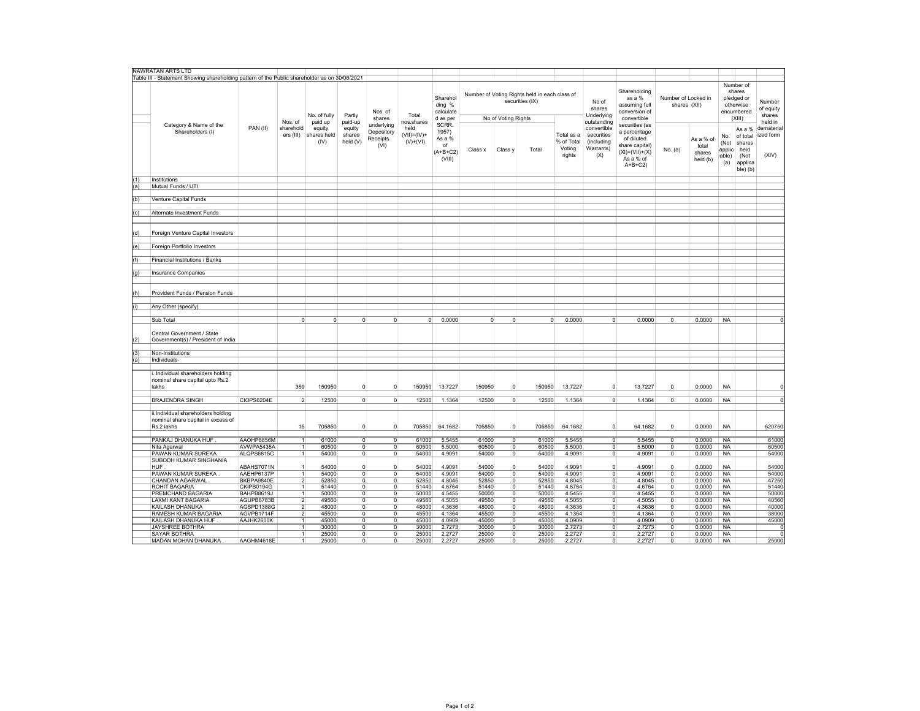NAWRATAN ARTS LTD

Table III - Statement Showing shareholding pattern of the Public shareholder as on 30/06/2021

| | Category & Name of the Shareholders (I) | PAN (II) | Nos. of shareholders (III) | No. of fully paid up equity shares held (IV) | Partly paid-up equity shares held (V) | Nos. of shares underlying Depository Receipts (VI) | Total nos.shares held (VII)=(IV)+(V)+(VI) | Shareholding % calculated as per SCRR. 1957) As a % of (A+B+C2) (VIII) | Number of Voting Rights held in each class of securities (IX) | | | | No of shares Underlying outstanding convertible securities (including Warrants) (X) | Shareholding as a % assuming full conversion of convertible securities (as a percentage of diluted share capital) (XI)=(VII)+(X) As a % of A+B+C2) | Number of Locked in shares (XII) | | Number of shares pledged or otherwise encumbered (XIII) | | Number of equity shares held in dematerialized form (XIV) |
|---|---|---|---|---|---|---|---|---|---|---|---|---|---|---|---|---|---|---|---|
| | | | | | | | | | No of Voting Rights | | | Total as a % of Total Voting rights | | | No. (a) | As a % of total shares held (b) | No. (Not applicable) (a) | As a % of total shares held (Not applicable) (b) | |
| | | | | | | | | | Class x | Class y | Total | | | | | | | | |
| (1) | Institutions | | | | | | | | | | | | | | | | | | |
| (a) | Mutual Funds / UTI | | | | | | | | | | | | | | | | | | |
| (b) | Venture Capital Funds | | | | | | | | | | | | | | | | | | |
| (c) | Alternate Investment Funds | | | | | | | | | | | | | | | | | | |
| (d) | Foreign Venture Capital Investors | | | | | | | | | | | | | | | | | | |
| (e) | Foreign Portfolio Investors | | | | | | | | | | | | | | | | | | |
| (f) | Financial Institutions / Banks | | | | | | | | | | | | | | | | | | |
| (g) | Insurance Companies | | | | | | | | | | | | | | | | | | |
| (h) | Provident Funds / Pension Funds | | | | | | | | | | | | | | | | | | |
| (i) | Any Other (specify) | | | | | | | | | | | | | | | | | | |
| | Sub Total | | 0 | 0 | 0 | 0 | 0 | 0.0000 | 0 | 0 | 0 | 0.0000 | 0 | 0.0000 | 0 | 0.0000 | NA | | 0 |
| (2) | Central Government / State Government(s) / President of India | | | | | | | | | | | | | | | | | | |
| (3) | Non-Institutions | | | | | | | | | | | | | | | | | | |
| (a) | Individuals- | | | | | | | | | | | | | | | | | | |
| | i. Individual shareholders holding nominal share capital upto Rs.2 lakhs | | 359 | 150950 | 0 | 0 | 150950 | 13.7227 | 150950 | 0 | 150950 | 13.7227 | 0 | 13.7227 | 0 | 0.0000 | NA | | 0 |
| | BRAJENDRA SINGH | CIOPS6204E | 2 | 12500 | 0 | 0 | 12500 | 1.1364 | 12500 | 0 | 12500 | 1.1364 | 0 | 1.1364 | 0 | 0.0000 | NA | | 0 |
| | ii.Individual shareholders holding nominal share capital in excess of Rs.2 lakhs | | 15 | 705850 | 0 | 0 | 705850 | 64.1682 | 705850 | 0 | 705850 | 64.1682 | 0 | 64.1682 | 0 | 0.0000 | NA | | 620750 |
| | PANKAJ DHANUKA HUF . | AAOHP8856M | 1 | 61000 | 0 | 0 | 61000 | 5.5455 | 61000 | 0 | 61000 | 5.5455 | 0 | 5.5455 | 0 | 0.0000 | NA | | 61000 |
| | Nita Agarwal | AVWPA5435A | 1 | 60500 | 0 | 0 | 60500 | 5.5000 | 60500 | 0 | 60500 | 5.5000 | 0 | 5.5000 | 0 | 0.0000 | NA | | 60500 |
| | PAWAN KUMAR SUREKA | ALQPS6815C | 1 | 54000 | 0 | 0 | 54000 | 4.9091 | 54000 | 0 | 54000 | 4.9091 | 0 | 4.9091 | 0 | 0.0000 | NA | | 54000 |
| | SUBODH KUMAR SINGHANIA HUF . | ABAHS7071N | 1 | 54000 | 0 | 0 | 54000 | 4.9091 | 54000 | 0 | 54000 | 4.9091 | 0 | 4.9091 | 0 | 0.0000 | NA | | 54000 |
| | PAWAN KUMAR SUREKA . | AAEHP6137P | 1 | 54000 | 0 | 0 | 54000 | 4.9091 | 54000 | 0 | 54000 | 4.9091 | 0 | 4.9091 | 0 | 0.0000 | NA | | 54000 |
| | CHANDAN AGARWAL | BKBPA9840E | 2 | 52850 | 0 | 0 | 52850 | 4.8045 | 52850 | 0 | 52850 | 4.8045 | 0 | 4.8045 | 0 | 0.0000 | NA | | 47250 |
| | ROHIT BAGARIA | CKIPB0194G | 1 | 51440 | 0 | 0 | 51440 | 4.6764 | 51440 | 0 | 51440 | 4.6764 | 0 | 4.6764 | 0 | 0.0000 | NA | | 51440 |
| | PREMCHAND BAGARIA | BAHPB8619J | 1 | 50000 | 0 | 0 | 50000 | 4.5455 | 50000 | 0 | 50000 | 4.5455 | 0 | 4.5455 | 0 | 0.0000 | NA | | 50000 |
| | LAXMI KANT BAGARIA | AGUPB6783B | 2 | 49560 | 0 | 0 | 49560 | 4.5055 | 49560 | 0 | 49560 | 4.5055 | 0 | 4.5055 | 0 | 0.0000 | NA | | 40560 |
| | KAILASH DHANUKA | AGSPD1388G | 2 | 48000 | 0 | 0 | 48000 | 4.3636 | 48000 | 0 | 48000 | 4.3636 | 0 | 4.3636 | 0 | 0.0000 | NA | | 40000 |
| | RAMESH KUMAR BAGARIA | AGVPB1714F | 2 | 45500 | 0 | 0 | 45500 | 4.1364 | 45500 | 0 | 45500 | 4.1364 | 0 | 4.1364 | 0 | 0.0000 | NA | | 38000 |
| | KAILASH DHANUKA HUF . | AAJHK2600K | 1 | 45000 | 0 | 0 | 45000 | 4.0909 | 45000 | 0 | 45000 | 4.0909 | 0 | 4.0909 | 0 | 0.0000 | NA | | 45000 |
| | JAYSHREE BOTHRA | | 1 | 30000 | 0 | 0 | 30000 | 2.7273 | 30000 | 0 | 30000 | 2.7273 | 0 | 2.7273 | 0 | 0.0000 | NA | | 0 |
| | SAYAR BOTHRA | | 1 | 25000 | 0 | 0 | 25000 | 2.2727 | 25000 | 0 | 25000 | 2.2727 | 0 | 2.2727 | 0 | 0.0000 | NA | | 0 |
| | MADAN MOHAN DHANUKA . | AAGHM4618E | 1 | 25000 | 0 | 0 | 25000 | 2.2727 | 25000 | 0 | 25000 | 2.2727 | 0 | 2.2727 | 0 | 0.0000 | NA | | 25000 |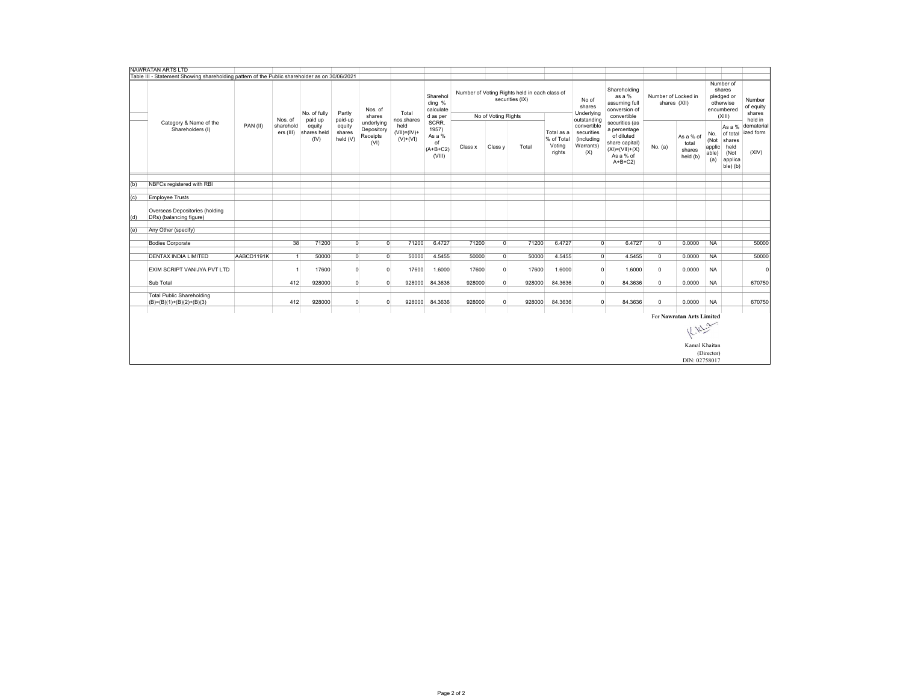NAWRATAN ARTS LTD

Table III - Statement Showing shareholding pattern of the Public shareholder as on 30/06/2021

| | Category & Name of the Shareholders (I) | PAN (II) | Nos. of shareholders (III) | No. of fully paid up equity shares held (IV) | Partly paid-up equity shares held (V) | Nos. of shares underlying Depository Receipts (VI) | Total nos.shares held (VII)=(IV)+(V)+(VI) | Shareholding % calculated as per SCRR. 1957) As a % of (A+B+C2) (VIII) | Number of Voting Rights held in each class of securities (IX) | | | | No of shares Underlying outstanding convertible securities (including Warrants) (X) | Shareholding as a % assuming full conversion of convertible securities (as a percentage of diluted share capital) (XI)=(VII)+(X) As a % of A+B+C2) | Number of Locked in shares (XII) | | Number of shares pledged or otherwise encumbered (XIII) | | Number of equity shares held in dematerialized form (XIV) |
|---|---|---|---|---|---|---|---|---|---|---|---|---|---|---|---|---|---|---|---|
| | | | | | | | | | No of Voting Rights | | | Total as a % of Total Voting rights | | | No. (a) | As a % of total shares held (b) | No. (Not applicable) (a) | As a % of total shares held (Not applicable) (b) | |
| | | | | | | | | | Class x | Class y | Total | | | | | | | | |
| (b) | NBFCs registered with RBI | | | | | | | | | | | | | | | | | | |
| (c) | Employee Trusts | | | | | | | | | | | | | | | | | | |
| (d) | Overseas Depositories (holding DRs) (balancing figure) | | | | | | | | | | | | | | | | | | |
| (e) | Any Other (specify) | | | | | | | | | | | | | | | | | | |
| | Bodies Corporate | | 38 | 71200 | 0 | 0 | 71200 | 6.4727 | 71200 | 0 | 71200 | 6.4727 | 0 | 6.4727 | 0 | 0.0000 | NA | | 50000 |
| | DENTAX INDIA LIMITED | AABCD1191K | 1 | 50000 | 0 | 0 | 50000 | 4.5455 | 50000 | 0 | 50000 | 4.5455 | 0 | 4.5455 | 0 | 0.0000 | NA | | 50000 |
| | EXIM SCRIPT VANIJYA PVT LTD | | 1 | 17600 | 0 | 0 | 17600 | 1.6000 | 17600 | 0 | 17600 | 1.6000 | 0 | 1.6000 | 0 | 0.0000 | NA | | 0 |
| | Sub Total | | 412 | 928000 | 0 | 0 | 928000 | 84.3636 | 928000 | 0 | 928000 | 84.3636 | 0 | 84.3636 | 0 | 0.0000 | NA | | 670750 |
| | Total Public Shareholding (B)=(B)(1)+(B)(2)+(B)(3) | | 412 | 928000 | 0 | 0 | 928000 | 84.3636 | 928000 | 0 | 928000 | 84.3636 | 0 | 84.3636 | 0 | 0.0000 | NA | | 670750 |

For **Nawratan Arts Limited**

Kamal Khaitan
(Director)
DIN: 02758017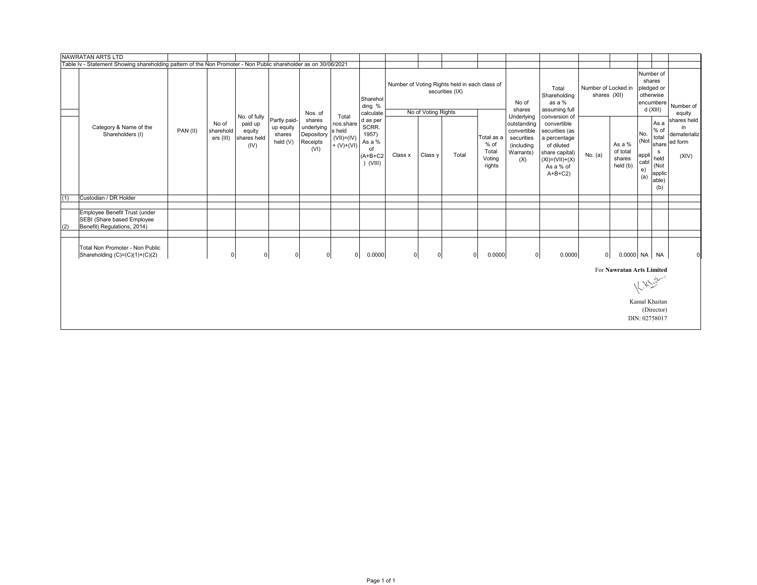NAWRATAN ARTS LTD

Table Iv - Statement Showing shareholding pattern of the Non Promoter - Non Public shareholder as on 30/06/2021

| | Category & Name of the Shareholders (I) | PAN (II) | No of shareholders (III) | No. of fully paid up equity shares held (IV) | Partly paid-up equity shares held (V) | Nos. of shares underlying Depository Receipts (VI) | Total nos.shares held (VII)=(IV) + (V)+(VI) | Shareholding % calculated as per SCRR. 1957) As a % of (A+B+C2) (VIII) | Number of Voting Rights held in each class of securities (IX) | | | | No of shares Underlying outstanding convertible securities (including Warrants) (X) | Total Shareholding as a % assuming full conversion of convertible securities (as a percentage of diluted share capital) (XI)=(VII)+(X) As a % of A+B+C2) | Number of Locked in shares (XII) | | Number of shares pledged or otherwise encumbered (XIII) | | Number of equity shares held in dematerialized form (XIV) |
|---|---|---|---|---|---|---|---|---|---|---|---|---|---|---|---|---|---|---|---|
| | | | | | | | | | No of Voting Rights | | | Total as a % of Total Voting rights | | | No. (a) | As a % of total shares held (b) | No. (Not applicable) (a) | As a % of total shares held (Not applicable) (b) | |
| | | | | | | | | | Class x | Class y | Total | | | | | | | | |
| (1) | Custodian / DR Holder | | | | | | | | | | | | | | | | | | |
| (2) | Employee Benefit Trust (under SEBI (Share based Employee Benefit) Regulations, 2014) | | | | | | | | | | | | | | | | | | |
| | Total Non Promoter - Non Public Shareholding (C)=(C)(1)+(C)(2) | | 0 | 0 | 0 | 0 | 0 | 0.0000 | 0 | 0 | 0 | 0.0000 | 0 | 0.0000 | 0 | 0.0000 | NA | NA | 0 |

For **Nawratan Arts Limited**

Kamal Khaitan
(Director)
DIN: 02758017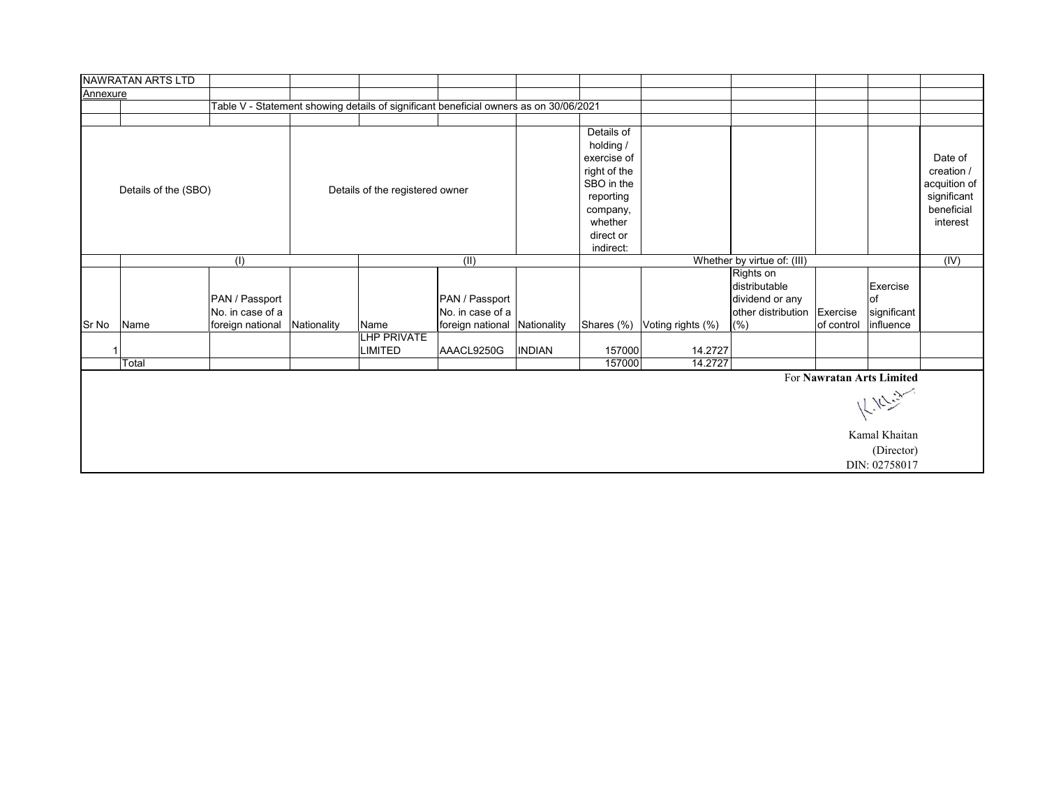NAWRATAN ARTS LTD

Annexure

Table V - Statement showing details of significant beneficial owners as on 30/06/2021

| Details of the (SBO) | | | | Details of the registered owner | | | Details of holding / exercise of right of the SBO in the reporting company, whether direct or indirect: | | | | | Date of creation / acquition of significant beneficial interest |
|---|---|---|---|---|---|---|---|---|---|---|---|---|
| | (I) | | | (II) | | | Whether by virtue of: (III) | | | | | (IV) |
| Sr No | Name | PAN / Passport No. in case of a foreign national | Nationality | Name | PAN / Passport No. in case of a foreign national | Nationality | Shares (%) | Voting rights (%) | Rights on distributable dividend or any other distribution (%) | Exercise of control | Exercise of significant influence | |
| 1 | | | | LHP PRIVATE LIMITED | AAACL9250G | INDIAN | 157000 | 14.2727 | | | | |
| | Total | | | | | | 157000 | 14.2727 | | | | |

For **Nawratan Arts Limited**

Kamal Khaitan
(Director)
DIN: 02758017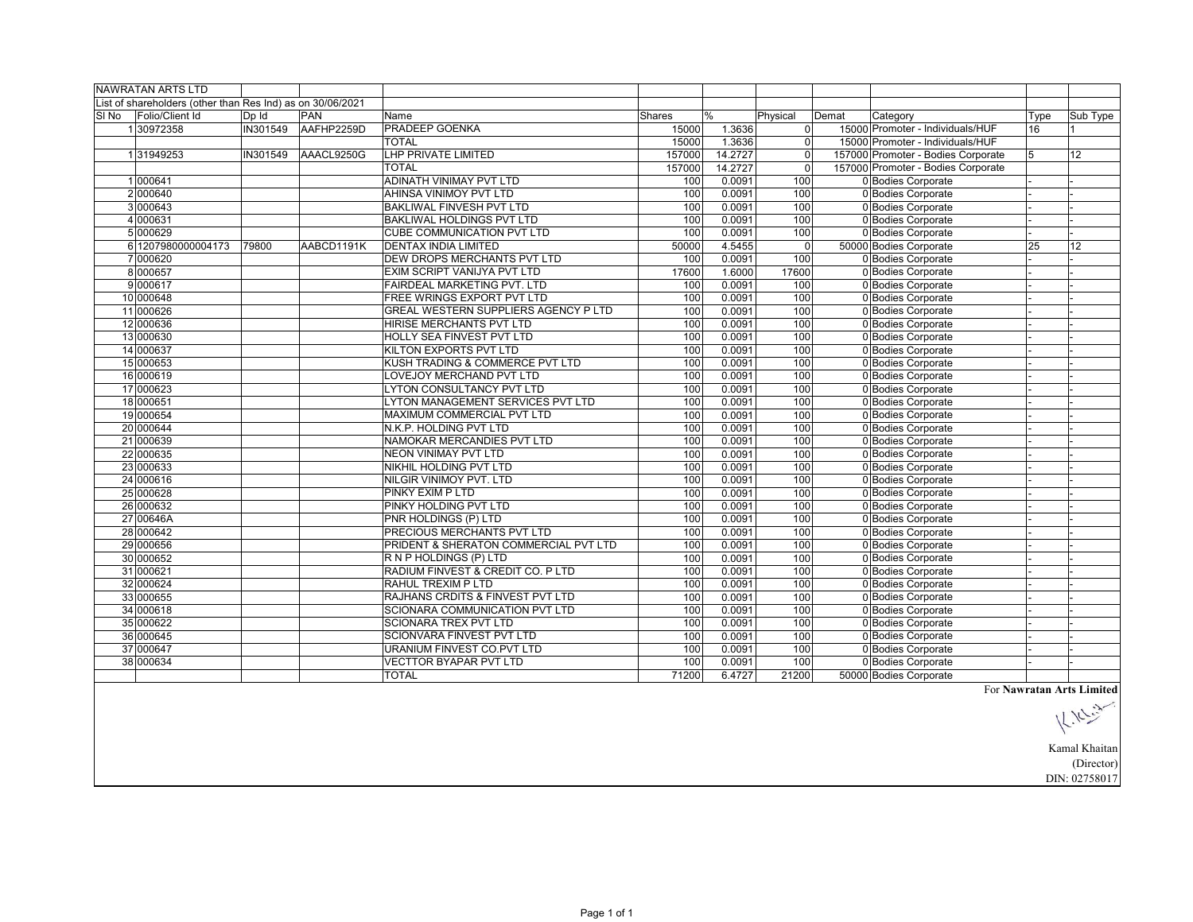| NAWRATAN ARTS LTD | | | | | | | | | | |
|---|---|---|---|---|---|---|---|---|---|---|
| List of shareholders (other than Res Ind) as on 30/06/2021 | | | | | | | | | | |
| Sl No | Folio/Client Id | Dp Id | PAN | Name | Shares | % | Physical | Demat | Category | Type | Sub Type |
| 1 | 30972358 | IN301549 | AAFHP2259D | PRADEEP GOENKA | 15000 | 1.3636 | 0 | 15000 | Promoter - Individuals/HUF | 16 | 1 |
| | | | | TOTAL | 15000 | 1.3636 | 0 | 15000 | Promoter - Individuals/HUF | | |
| 1 | 31949253 | IN301549 | AAACL9250G | LHP PRIVATE LIMITED | 157000 | 14.2727 | 0 | 157000 | Promoter - Bodies Corporate | 5 | 12 |
| | | | | TOTAL | 157000 | 14.2727 | 0 | 157000 | Promoter - Bodies Corporate | | |
| 1 | 000641 | | | ADINATH VINIMAY PVT LTD | 100 | 0.0091 | 100 | 0 | Bodies Corporate | - | - |
| 2 | 000640 | | | AHINSA VINIMOY PVT LTD | 100 | 0.0091 | 100 | 0 | Bodies Corporate | - | - |
| 3 | 000643 | | | BAKLIWAL FINVESH PVT LTD | 100 | 0.0091 | 100 | 0 | Bodies Corporate | - | - |
| 4 | 000631 | | | BAKLIWAL HOLDINGS PVT LTD | 100 | 0.0091 | 100 | 0 | Bodies Corporate | - | - |
| 5 | 000629 | | | CUBE COMMUNICATION PVT LTD | 100 | 0.0091 | 100 | 0 | Bodies Corporate | - | - |
| 6 | 1207980000004173 | 79800 | AABCD1191K | DENTAX INDIA LIMITED | 50000 | 4.5455 | 0 | 50000 | Bodies Corporate | 25 | 12 |
| 7 | 000620 | | | DEW DROPS MERCHANTS PVT LTD | 100 | 0.0091 | 100 | 0 | Bodies Corporate | - | - |
| 8 | 000657 | | | EXIM SCRIPT VANIJYA PVT LTD | 17600 | 1.6000 | 17600 | 0 | Bodies Corporate | - | - |
| 9 | 000617 | | | FAIRDEAL MARKETING PVT. LTD | 100 | 0.0091 | 100 | 0 | Bodies Corporate | - | - |
| 10 | 000648 | | | FREE WRINGS EXPORT PVT LTD | 100 | 0.0091 | 100 | 0 | Bodies Corporate | - | - |
| 11 | 000626 | | | GREAL WESTERN SUPPLIERS AGENCY P LTD | 100 | 0.0091 | 100 | 0 | Bodies Corporate | - | - |
| 12 | 000636 | | | HIRISE MERCHANTS PVT LTD | 100 | 0.0091 | 100 | 0 | Bodies Corporate | - | - |
| 13 | 000630 | | | HOLLY SEA FINVEST PVT LTD | 100 | 0.0091 | 100 | 0 | Bodies Corporate | - | - |
| 14 | 000637 | | | KILTON EXPORTS PVT LTD | 100 | 0.0091 | 100 | 0 | Bodies Corporate | - | - |
| 15 | 000653 | | | KUSH TRADING & COMMERCE PVT LTD | 100 | 0.0091 | 100 | 0 | Bodies Corporate | - | - |
| 16 | 000619 | | | LOVEJOY MERCHAND PVT LTD | 100 | 0.0091 | 100 | 0 | Bodies Corporate | - | - |
| 17 | 000623 | | | LYTON CONSULTANCY PVT LTD | 100 | 0.0091 | 100 | 0 | Bodies Corporate | - | - |
| 18 | 000651 | | | LYTON MANAGEMENT SERVICES PVT LTD | 100 | 0.0091 | 100 | 0 | Bodies Corporate | - | - |
| 19 | 000654 | | | MAXIMUM COMMERCIAL PVT LTD | 100 | 0.0091 | 100 | 0 | Bodies Corporate | - | - |
| 20 | 000644 | | | N.K.P. HOLDING PVT LTD | 100 | 0.0091 | 100 | 0 | Bodies Corporate | - | - |
| 21 | 000639 | | | NAMOKAR MERCANDIES PVT LTD | 100 | 0.0091 | 100 | 0 | Bodies Corporate | - | - |
| 22 | 000635 | | | NEON VINIMAY PVT LTD | 100 | 0.0091 | 100 | 0 | Bodies Corporate | - | - |
| 23 | 000633 | | | NIKHIL HOLDING PVT LTD | 100 | 0.0091 | 100 | 0 | Bodies Corporate | - | - |
| 24 | 000616 | | | NILGIR VINIMOY PVT. LTD | 100 | 0.0091 | 100 | 0 | Bodies Corporate | - | - |
| 25 | 000628 | | | PINKY EXIM P LTD | 100 | 0.0091 | 100 | 0 | Bodies Corporate | - | - |
| 26 | 000632 | | | PINKY HOLDING PVT LTD | 100 | 0.0091 | 100 | 0 | Bodies Corporate | - | - |
| 27 | 00646A | | | PNR HOLDINGS (P) LTD | 100 | 0.0091 | 100 | 0 | Bodies Corporate | - | - |
| 28 | 000642 | | | PRECIOUS MERCHANTS PVT LTD | 100 | 0.0091 | 100 | 0 | Bodies Corporate | - | - |
| 29 | 000656 | | | PRIDENT & SHERATON COMMERCIAL PVT LTD | 100 | 0.0091 | 100 | 0 | Bodies Corporate | - | - |
| 30 | 000652 | | | R N P HOLDINGS (P) LTD | 100 | 0.0091 | 100 | 0 | Bodies Corporate | - | - |
| 31 | 000621 | | | RADIUM FINVEST & CREDIT CO. P LTD | 100 | 0.0091 | 100 | 0 | Bodies Corporate | - | - |
| 32 | 000624 | | | RAHUL TREXIM P LTD | 100 | 0.0091 | 100 | 0 | Bodies Corporate | - | - |
| 33 | 000655 | | | RAJHANS CRDITS & FINVEST PVT LTD | 100 | 0.0091 | 100 | 0 | Bodies Corporate | - | - |
| 34 | 000618 | | | SCIONARA COMMUNICATION PVT LTD | 100 | 0.0091 | 100 | 0 | Bodies Corporate | - | - |
| 35 | 000622 | | | SCIONARA TREX PVT LTD | 100 | 0.0091 | 100 | 0 | Bodies Corporate | - | - |
| 36 | 000645 | | | SCIONVARA FINVEST PVT LTD | 100 | 0.0091 | 100 | 0 | Bodies Corporate | - | - |
| 37 | 000647 | | | URANIUM FINVEST CO.PVT LTD | 100 | 0.0091 | 100 | 0 | Bodies Corporate | - | - |
| 38 | 000634 | | | VECTTOR BYAPAR PVT LTD | 100 | 0.0091 | 100 | 0 | Bodies Corporate | - | - |
| | | | | TOTAL | 71200 | 6.4727 | 21200 | 50000 | Bodies Corporate | | |

For **Nawratan Arts Limited**

Kamal Khaitan
(Director)
DIN: 02758017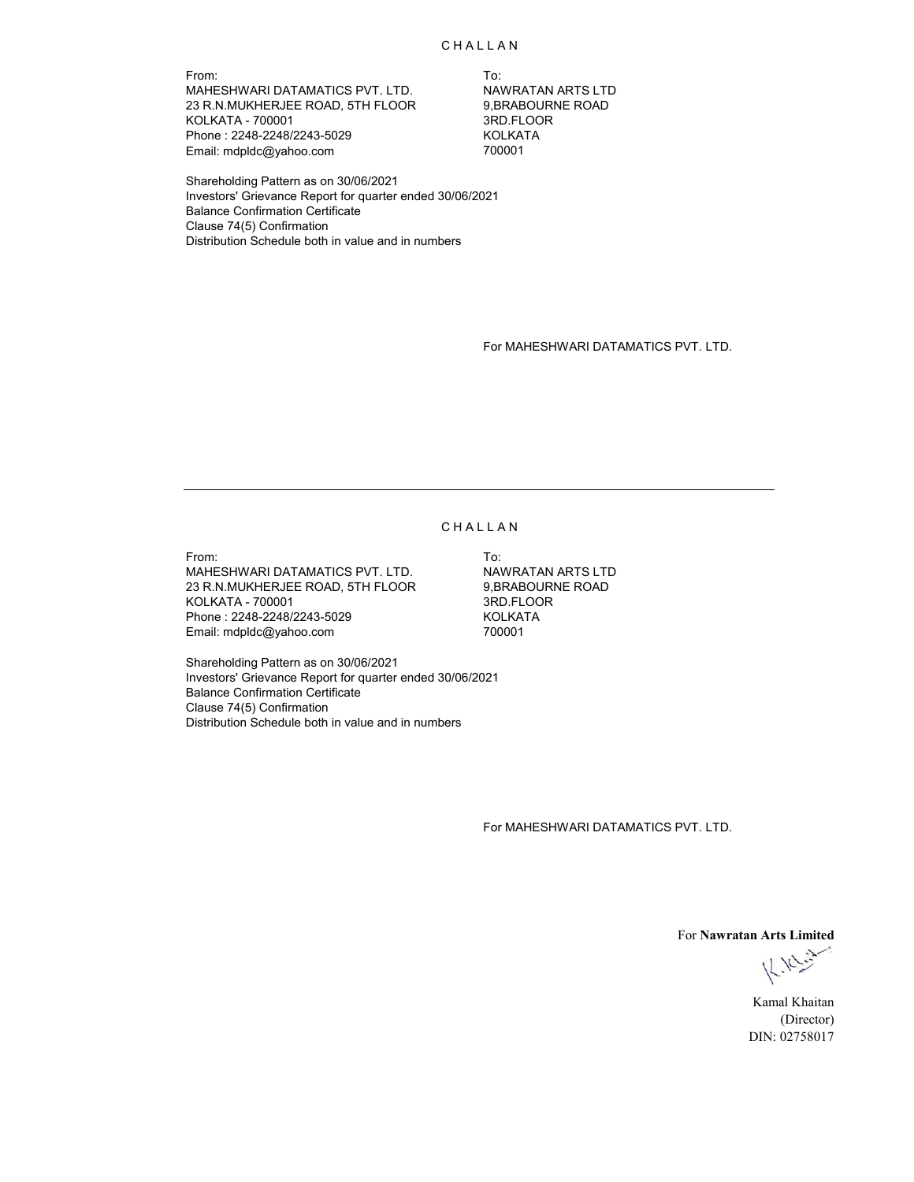## CHALLAN

From:
MAHESHWARI DATAMATICS PVT. LTD.
23 R.N.MUKHERJEE ROAD, 5TH FLOOR
KOLKATA - 700001
Phone : 2248-2248/2243-5029
Email: mdpldc@yahoo.com

To:
NAWRATAN ARTS LTD
9,BRABOURNE ROAD
3RD.FLOOR
KOLKATA
700001

Shareholding Pattern as on 30/06/2021
Investors' Grievance Report for quarter ended 30/06/2021
Balance Confirmation Certificate
Clause 74(5) Confirmation
Distribution Schedule both in value and in numbers

For MAHESHWARI DATAMATICS PVT. LTD.

---

## CHALLAN

From:
MAHESHWARI DATAMATICS PVT. LTD.
23 R.N.MUKHERJEE ROAD, 5TH FLOOR
KOLKATA - 700001
Phone : 2248-2248/2243-5029
Email: mdpldc@yahoo.com

To:
NAWRATAN ARTS LTD
9,BRABOURNE ROAD
3RD.FLOOR
KOLKATA
700001

Shareholding Pattern as on 30/06/2021
Investors' Grievance Report for quarter ended 30/06/2021
Balance Confirmation Certificate
Clause 74(5) Confirmation
Distribution Schedule both in value and in numbers

For MAHESHWARI DATAMATICS PVT. LTD.

For **Nawratan Arts Limited**

Kamal Khaitan
(Director)
DIN: 02758017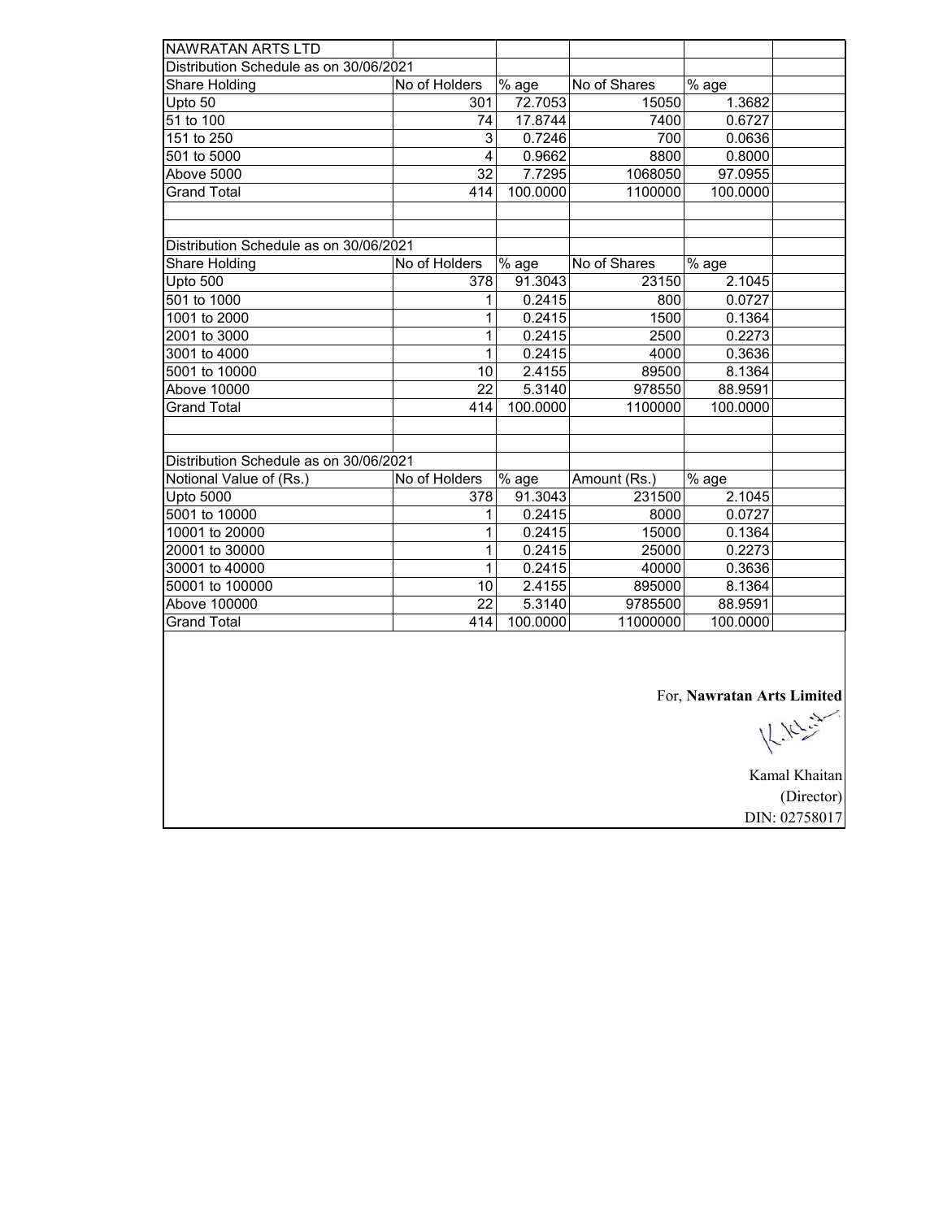NAWRATAN ARTS LTD

Distribution Schedule as on 30/06/2021

| Share Holding | No of Holders | % age | No of Shares | % age |
|---|---|---|---|---|
| Upto 50 | 301 | 72.7053 | 15050 | 1.3682 |
| 51 to 100 | 74 | 17.8744 | 7400 | 0.6727 |
| 151 to 250 | 3 | 0.7246 | 700 | 0.0636 |
| 501 to 5000 | 4 | 0.9662 | 8800 | 0.8000 |
| Above 5000 | 32 | 7.7295 | 1068050 | 97.0955 |
| Grand Total | 414 | 100.0000 | 1100000 | 100.0000 |

Distribution Schedule as on 30/06/2021

| Share Holding | No of Holders | % age | No of Shares | % age |
|---|---|---|---|---|
| Upto 500 | 378 | 91.3043 | 23150 | 2.1045 |
| 501 to 1000 | 1 | 0.2415 | 800 | 0.0727 |
| 1001 to 2000 | 1 | 0.2415 | 1500 | 0.1364 |
| 2001 to 3000 | 1 | 0.2415 | 2500 | 0.2273 |
| 3001 to 4000 | 1 | 0.2415 | 4000 | 0.3636 |
| 5001 to 10000 | 10 | 2.4155 | 89500 | 8.1364 |
| Above 10000 | 22 | 5.3140 | 978550 | 88.9591 |
| Grand Total | 414 | 100.0000 | 1100000 | 100.0000 |

Distribution Schedule as on 30/06/2021

| Notional Value of (Rs.) | No of Holders | % age | Amount (Rs.) | % age |
|---|---|---|---|---|
| Upto 5000 | 378 | 91.3043 | 231500 | 2.1045 |
| 5001 to 10000 | 1 | 0.2415 | 8000 | 0.0727 |
| 10001 to 20000 | 1 | 0.2415 | 15000 | 0.1364 |
| 20001 to 30000 | 1 | 0.2415 | 25000 | 0.2273 |
| 30001 to 40000 | 1 | 0.2415 | 40000 | 0.3636 |
| 50001 to 100000 | 10 | 2.4155 | 895000 | 8.1364 |
| Above 100000 | 22 | 5.3140 | 9785500 | 88.9591 |
| Grand Total | 414 | 100.0000 | 11000000 | 100.0000 |

For, **Nawratan Arts Limited**

Kamal Khaitan
(Director)
DIN: 02758017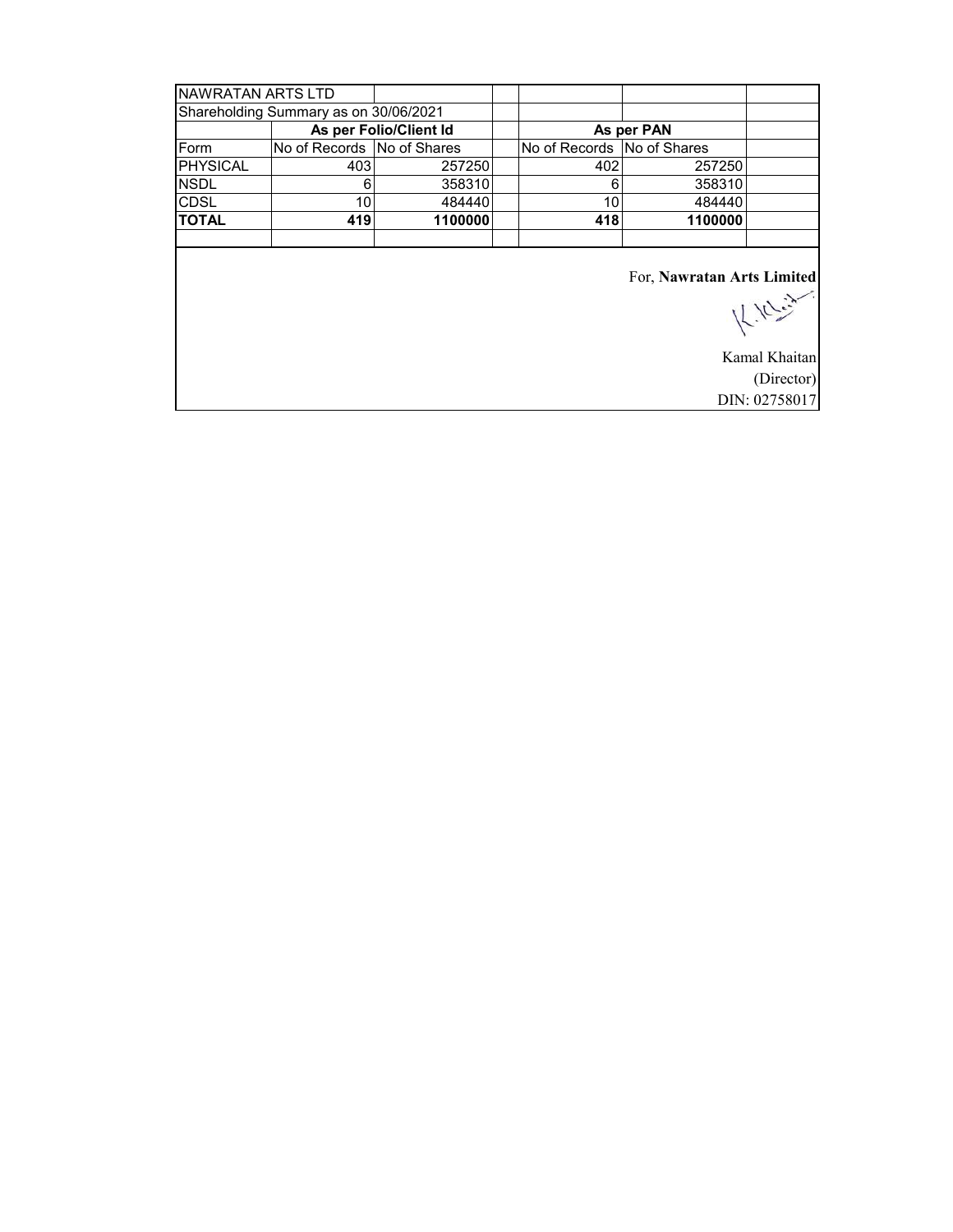NAWRATAN ARTS LTD

Shareholding Summary as on 30/06/2021

| | As per Folio/Client Id | | | As per PAN | | |
|---|---|---|---|---|---|---|
| Form | No of Records | No of Shares | | No of Records | No of Shares | |
| PHYSICAL | 403 | 257250 | | 402 | 257250 | |
| NSDL | 6 | 358310 | | 6 | 358310 | |
| CDSL | 10 | 484440 | | 10 | 484440 | |
| **TOTAL** | **419** | **1100000** | | **418** | **1100000** | |

For, **Nawratan Arts Limited**

Kamal Khaitan
(Director)
DIN: 02758017